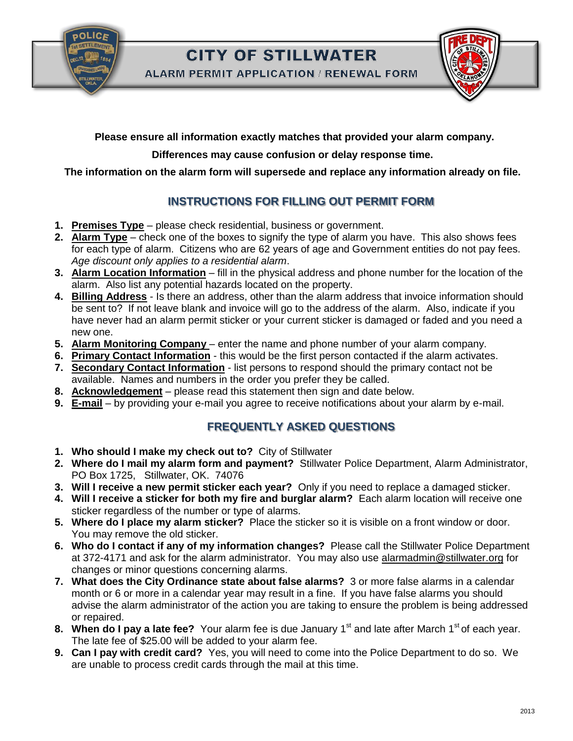# CITY OF STILLWATER

## ALARM PERMIT APPLICATION / RENEWAL FORM

**Please ensure all information exactly matches that provided your alarm company.**

**Differences may cause confusion or delay response time.**

**The information on the alarm form will supersede and replace any information already on file.**

## INSTRUCTIONS FOR FILLING OUT PERMIT FORM

1. **Premises Type** – please check residential, business or government.
2. **Alarm Type** – check one of the boxes to signify the type of alarm you have. This also shows fees for each type of alarm. Citizens who are 62 years of age and Government entities do not pay fees. *Age discount only applies to a residential alarm*.
3. **Alarm Location Information** – fill in the physical address and phone number for the location of the alarm. Also list any potential hazards located on the property.
4. **Billing Address** - Is there an address, other than the alarm address that invoice information should be sent to? If not leave blank and invoice will go to the address of the alarm. Also, indicate if you have never had an alarm permit sticker or your current sticker is damaged or faded and you need a new one.
5. **Alarm Monitoring Company** – enter the name and phone number of your alarm company.
6. **Primary Contact Information** - this would be the first person contacted if the alarm activates.
7. **Secondary Contact Information** - list persons to respond should the primary contact not be available. Names and numbers in the order you prefer they be called.
8. **Acknowledgement** – please read this statement then sign and date below.
9. **E-mail** – by providing your e-mail you agree to receive notifications about your alarm by e-mail.

## FREQUENTLY ASKED QUESTIONS

1. **Who should I make my check out to?** City of Stillwater
2. **Where do I mail my alarm form and payment?** Stillwater Police Department, Alarm Administrator, PO Box 1725, Stillwater, OK. 74076
3. **Will I receive a new permit sticker each year?** Only if you need to replace a damaged sticker.
4. **Will I receive a sticker for both my fire and burglar alarm?** Each alarm location will receive one sticker regardless of the number or type of alarms.
5. **Where do I place my alarm sticker?** Place the sticker so it is visible on a front window or door. You may remove the old sticker.
6. **Who do I contact if any of my information changes?** Please call the Stillwater Police Department at 372-4171 and ask for the alarm administrator. You may also use alarmadmin@stillwater.org for changes or minor questions concerning alarms.
7. **What does the City Ordinance state about false alarms?** 3 or more false alarms in a calendar month or 6 or more in a calendar year may result in a fine. If you have false alarms you should advise the alarm administrator of the action you are taking to ensure the problem is being addressed or repaired.
8. **When do I pay a late fee?** Your alarm fee is due January 1st and late after March 1st of each year. The late fee of $25.00 will be added to your alarm fee.
9. **Can I pay with credit card?** Yes, you will need to come into the Police Department to do so. We are unable to process credit cards through the mail at this time.

2013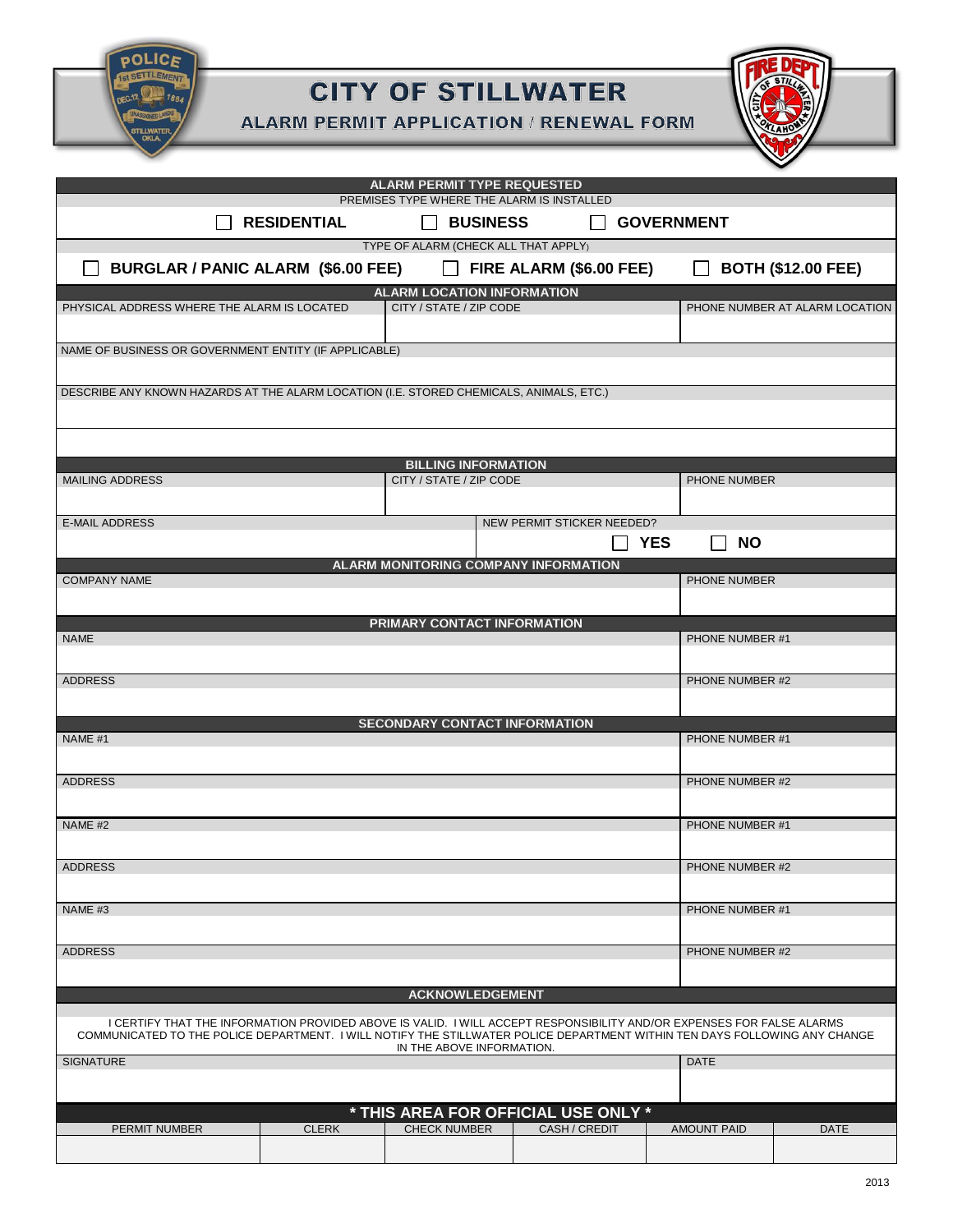# CITY OF STILLWATER

## ALARM PERMIT APPLICATION / RENEWAL FORM

### ALARM PERMIT TYPE REQUESTED

PREMISES TYPE WHERE THE ALARM IS INSTALLED

☐ **RESIDENTIAL** ☐ **BUSINESS** ☐ **GOVERNMENT**

TYPE OF ALARM (CHECK ALL THAT APPLY)

☐ **BURGLAR / PANIC ALARM ($6.00 FEE)** ☐ **FIRE ALARM ($6.00 FEE)** ☐ **BOTH ($12.00 FEE)**

### ALARM LOCATION INFORMATION

| PHYSICAL ADDRESS WHERE THE ALARM IS LOCATED | CITY / STATE / ZIP CODE | PHONE NUMBER AT ALARM LOCATION |
|---|---|---|
| | | |

NAME OF BUSINESS OR GOVERNMENT ENTITY (IF APPLICABLE)

DESCRIBE ANY KNOWN HAZARDS AT THE ALARM LOCATION (I.E. STORED CHEMICALS, ANIMALS, ETC.)

### BILLING INFORMATION

| MAILING ADDRESS | CITY / STATE / ZIP CODE | PHONE NUMBER |
|---|---|---|
| | | |

| E-MAIL ADDRESS | NEW PERMIT STICKER NEEDED? |
|---|---|
| | ☐ **YES** ☐ **NO** |

### ALARM MONITORING COMPANY INFORMATION

| COMPANY NAME | PHONE NUMBER |
|---|---|
| | |

### PRIMARY CONTACT INFORMATION

| NAME | PHONE NUMBER #1 |
|---|---|
| ADDRESS | PHONE NUMBER #2 |

### SECONDARY CONTACT INFORMATION

| NAME #1 | PHONE NUMBER #1 |
|---|---|
| ADDRESS | PHONE NUMBER #2 |
| NAME #2 | PHONE NUMBER #1 |
| ADDRESS | PHONE NUMBER #2 |
| NAME #3 | PHONE NUMBER #1 |
| ADDRESS | PHONE NUMBER #2 |

### ACKNOWLEDGEMENT

I CERTIFY THAT THE INFORMATION PROVIDED ABOVE IS VALID. I WILL ACCEPT RESPONSIBILITY AND/OR EXPENSES FOR FALSE ALARMS COMMUNICATED TO THE POLICE DEPARTMENT. I WILL NOTIFY THE STILLWATER POLICE DEPARTMENT WITHIN TEN DAYS FOLLOWING ANY CHANGE IN THE ABOVE INFORMATION.

| SIGNATURE | DATE |
|---|---|
| | |

### * THIS AREA FOR OFFICIAL USE ONLY *

| PERMIT NUMBER | CLERK | CHECK NUMBER | CASH / CREDIT | AMOUNT PAID | DATE |
|---|---|---|---|---|---|
| | | | | | |

2013